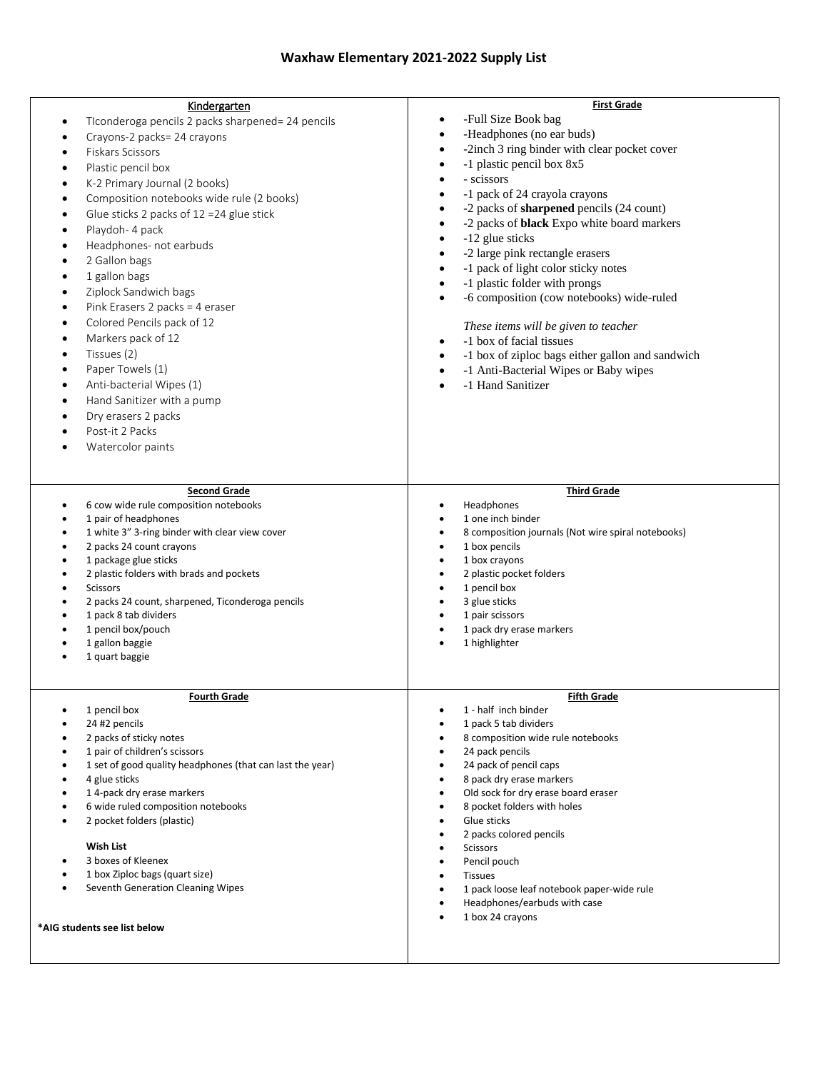# Waxhaw Elementary 2021-2022 Supply List

## Kindergarten

- TIconderoga pencils 2 packs sharpened= 24 pencils
- Crayons-2 packs= 24 crayons
- Fiskars Scissors
- Plastic pencil box
- K-2 Primary Journal (2 books)
- Composition notebooks wide rule (2 books)
- Glue sticks 2 packs of 12 =24 glue stick
- Playdoh- 4 pack
- Headphones- not earbuds
- 2 Gallon bags
- 1 gallon bags
- Ziplock Sandwich bags
- Pink Erasers 2 packs = 4 eraser
- Colored Pencils pack of 12
- Markers pack of 12
- Tissues (2)
- Paper Towels (1)
- Anti-bacterial Wipes (1)
- Hand Sanitizer with a pump
- Dry erasers 2 packs
- Post-it 2 Packs
- Watercolor paints

## First Grade

- -Full Size Book bag
- -Headphones (no ear buds)
- -2inch 3 ring binder with clear pocket cover
- -1 plastic pencil box 8x5
- - scissors
- -1 pack of 24 crayola crayons
- -2 packs of **sharpened** pencils (24 count)
- -2 packs of **black** Expo white board markers
- -12 glue sticks
- -2 large pink rectangle erasers
- -1 pack of light color sticky notes
- -1 plastic folder with prongs
- -6 composition (cow notebooks) wide-ruled

*These items will be given to teacher*

- -1 box of facial tissues
- -1 box of ziploc bags either gallon and sandwich
- -1 Anti-Bacterial Wipes or Baby wipes
- -1 Hand Sanitizer

## Second Grade

- 6 cow wide rule composition notebooks
- 1 pair of headphones
- 1 white 3" 3-ring binder with clear view cover
- 2 packs 24 count crayons
- 1 package glue sticks
- 2 plastic folders with brads and pockets
- Scissors
- 2 packs 24 count, sharpened, Ticonderoga pencils
- 1 pack 8 tab dividers
- 1 pencil box/pouch
- 1 gallon baggie
- 1 quart baggie

## Third Grade

- Headphones
- 1 one inch binder
- 8 composition journals (Not wire spiral notebooks)
- 1 box pencils
- 1 box crayons
- 2 plastic pocket folders
- 1 pencil box
- 3 glue sticks
- 1 pair scissors
- 1 pack dry erase markers
- 1 highlighter

## Fourth Grade

- 1 pencil box
- 24 #2 pencils
- 2 packs of sticky notes
- 1 pair of children's scissors
- 1 set of good quality headphones (that can last the year)
- 4 glue sticks
- 1 4-pack dry erase markers
- 6 wide ruled composition notebooks
- 2 pocket folders (plastic)

**Wish List**

- 3 boxes of Kleenex
- 1 box Ziploc bags (quart size)
- Seventh Generation Cleaning Wipes

**\*AIG students see list below**

## Fifth Grade

- 1 - half inch binder
- 1 pack 5 tab dividers
- 8 composition wide rule notebooks
- 24 pack pencils
- 24 pack of pencil caps
- 8 pack dry erase markers
- Old sock for dry erase board eraser
- 8 pocket folders with holes
- Glue sticks
- 2 packs colored pencils
- Scissors
- Pencil pouch
- Tissues
- 1 pack loose leaf notebook paper-wide rule
- Headphones/earbuds with case
- 1 box 24 crayons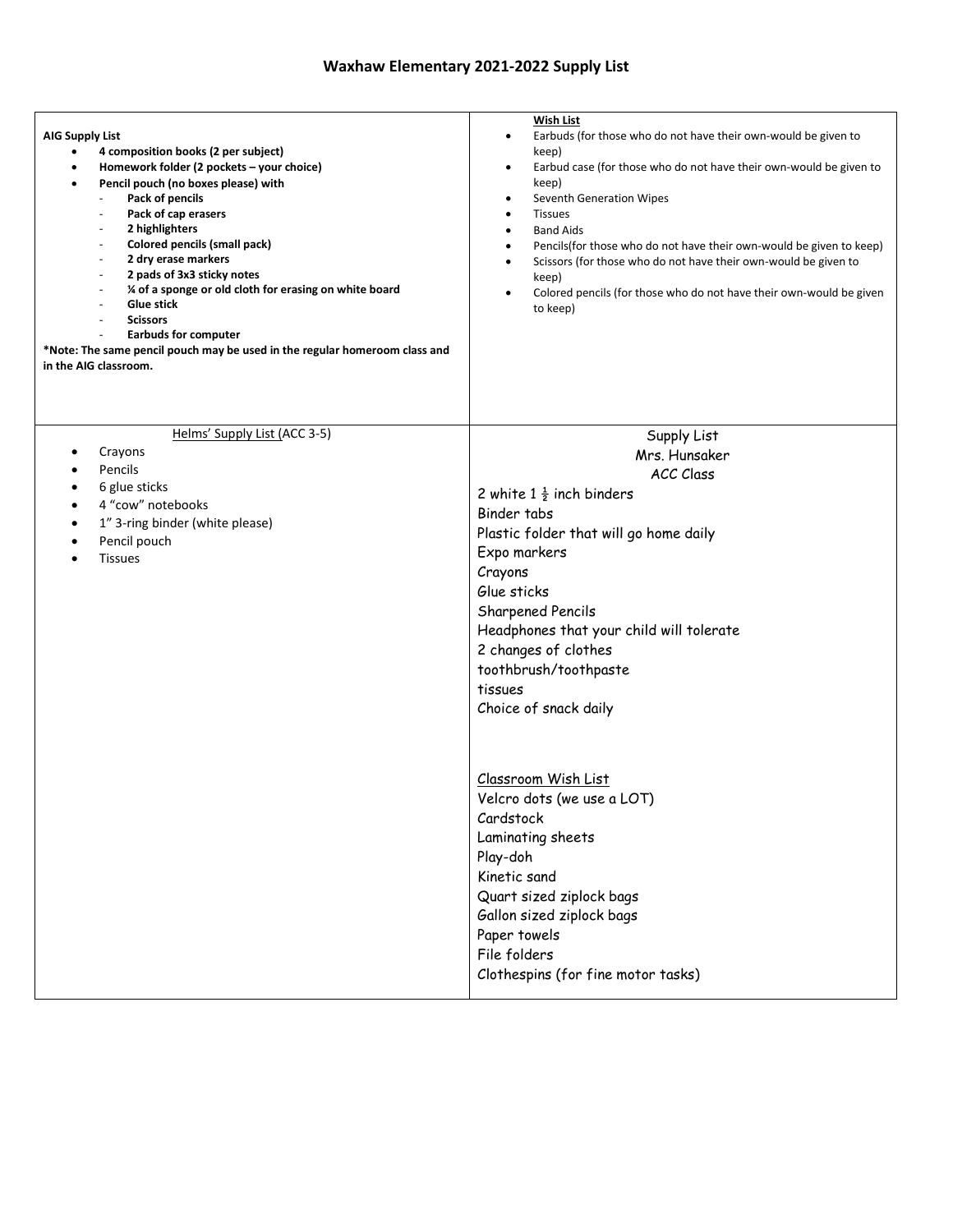# Waxhaw Elementary 2021-2022 Supply List

**AIG Supply List**

- **4 composition books (2 per subject)**
- **Homework folder (2 pockets – your choice)**
- **Pencil pouch (no boxes please) with**
  - **Pack of pencils**
  - **Pack of cap erasers**
  - **2 highlighters**
  - **Colored pencils (small pack)**
  - **2 dry erase markers**
  - **2 pads of 3x3 sticky notes**
  - **¼ of a sponge or old cloth for erasing on white board**
  - **Glue stick**
  - **Scissors**
  - **Earbuds for computer**

***Note: The same pencil pouch may be used in the regular homeroom class and in the AIG classroom.**

**Wish List**

- Earbuds (for those who do not have their own-would be given to keep)
- Earbud case (for those who do not have their own-would be given to keep)
- Seventh Generation Wipes
- Tissues
- Band Aids
- Pencils(for those who do not have their own-would be given to keep)
- Scissors (for those who do not have their own-would be given to keep)
- Colored pencils (for those who do not have their own-would be given to keep)

Helms' Supply List (ACC 3-5)

- Crayons
- Pencils
- 6 glue sticks
- 4 "cow" notebooks
- 1" 3-ring binder (white please)
- Pencil pouch
- Tissues

Supply List
Mrs. Hunsaker
ACC Class

2 white 1 ½ inch binders
Binder tabs
Plastic folder that will go home daily
Expo markers
Crayons
Glue sticks
Sharpened Pencils
Headphones that your child will tolerate
2 changes of clothes
toothbrush/toothpaste
tissues
Choice of snack daily

Classroom Wish List
Velcro dots (we use a LOT)
Cardstock
Laminating sheets
Play-doh
Kinetic sand
Quart sized ziplock bags
Gallon sized ziplock bags
Paper towels
File folders
Clothespins (for fine motor tasks)